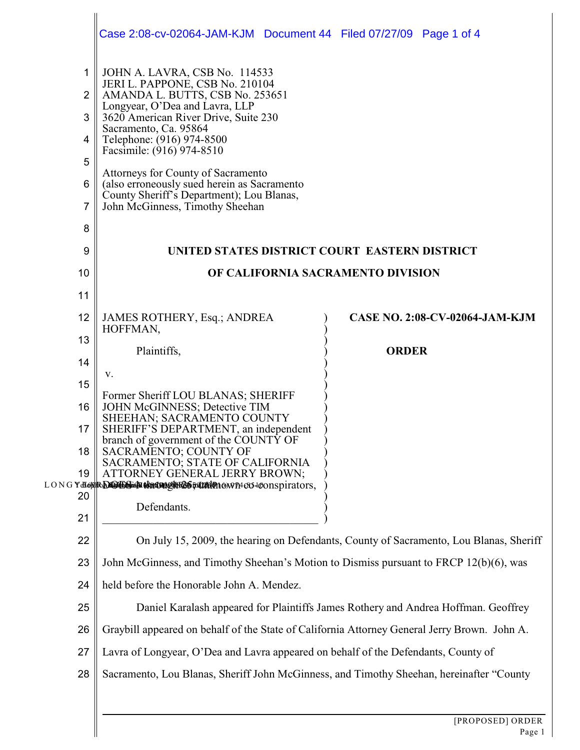JOHN A. LAVRA, CSB No. 114533
JERI L. PAPPONE, CSB No. 210104
AMANDA L. BUTTS, CSB No. 253651
Longyear, O'Dea and Lavra, LLP
3620 American River Drive, Suite 230
Sacramento, Ca. 95864
Telephone: (916) 974-8500
Facsimile: (916) 974-8510

Attorneys for County of Sacramento (also erroneously sued herein as Sacramento County Sheriff's Department); Lou Blanas, John McGinness, Timothy Sheehan

**UNITED STATES DISTRICT COURT EASTERN DISTRICT OF CALIFORNIA SACRAMENTO DIVISION**

JAMES ROTHERY, Esq.; ANDREA HOFFMAN,

Plaintiffs,

v.

Former Sheriff LOU BLANAS; SHERIFF JOHN McGINNESS; Detective TIM SHEEHAN; SACRAMENTO COUNTY SHERIFF'S DEPARTMENT, an independent branch of government of the COUNTY OF SACRAMENTO; COUNTY OF SACRAMENTO; STATE OF CALIFORNIA ATTORNEY GENERAL JERRY BROWN; DOES 1 through 25, unknown co-conspirators,

Defendants.

**CASE NO. 2:08-CV-02064-JAM-KJM**

**ORDER**

On July 15, 2009, the hearing on Defendants, County of Sacramento, Lou Blanas, Sheriff John McGinness, and Timothy Sheehan's Motion to Dismiss pursuant to FRCP 12(b)(6), was held before the Honorable John A. Mendez.

Daniel Karalash appeared for Plaintiffs James Rothery and Andrea Hoffman. Geoffrey Graybill appeared on behalf of the State of California Attorney General Jerry Brown. John A. Lavra of Longyear, O'Dea and Lavra appeared on behalf of the Defendants, County of Sacramento, Lou Blanas, Sheriff John McGinness, and Timothy Sheehan, hereinafter "County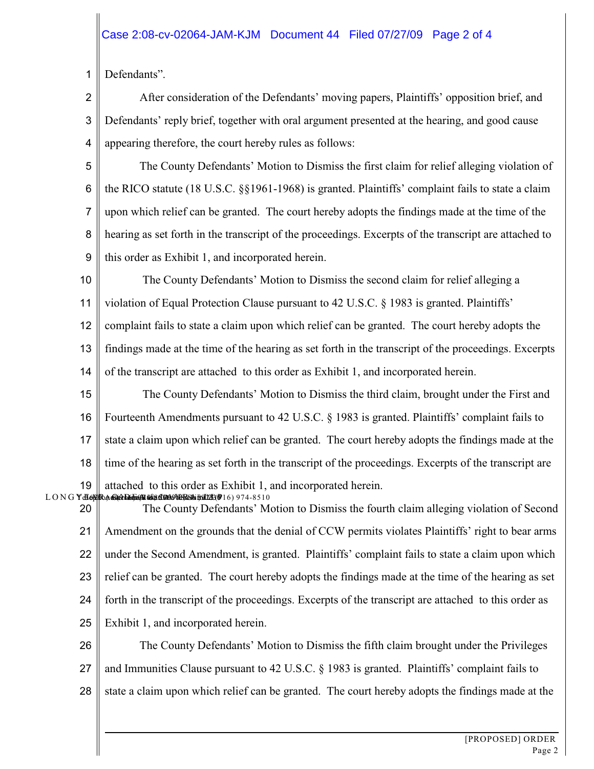Defendants".

After consideration of the Defendants' moving papers, Plaintiffs' opposition brief, and Defendants' reply brief, together with oral argument presented at the hearing, and good cause appearing therefore, the court hereby rules as follows:

The County Defendants' Motion to Dismiss the first claim for relief alleging violation of the RICO statute (18 U.S.C. §§1961-1968) is granted. Plaintiffs' complaint fails to state a claim upon which relief can be granted. The court hereby adopts the findings made at the time of the hearing as set forth in the transcript of the proceedings. Excerpts of the transcript are attached to this order as Exhibit 1, and incorporated herein.

The County Defendants' Motion to Dismiss the second claim for relief alleging a violation of Equal Protection Clause pursuant to 42 U.S.C. § 1983 is granted. Plaintiffs' complaint fails to state a claim upon which relief can be granted. The court hereby adopts the findings made at the time of the hearing as set forth in the transcript of the proceedings. Excerpts of the transcript are attached to this order as Exhibit 1, and incorporated herein.

The County Defendants' Motion to Dismiss the third claim, brought under the First and Fourteenth Amendments pursuant to 42 U.S.C. § 1983 is granted. Plaintiffs' complaint fails to state a claim upon which relief can be granted. The court hereby adopts the findings made at the time of the hearing as set forth in the transcript of the proceedings. Excerpts of the transcript are attached to this order as Exhibit 1, and incorporated herein.

The County Defendants' Motion to Dismiss the fourth claim alleging violation of Second Amendment on the grounds that the denial of CCW permits violates Plaintiffs' right to bear arms under the Second Amendment, is granted. Plaintiffs' complaint fails to state a claim upon which relief can be granted. The court hereby adopts the findings made at the time of the hearing as set forth in the transcript of the proceedings. Excerpts of the transcript are attached to this order as Exhibit 1, and incorporated herein.

The County Defendants' Motion to Dismiss the fifth claim brought under the Privileges and Immunities Clause pursuant to 42 U.S.C. § 1983 is granted. Plaintiffs' complaint fails to state a claim upon which relief can be granted. The court hereby adopts the findings made at the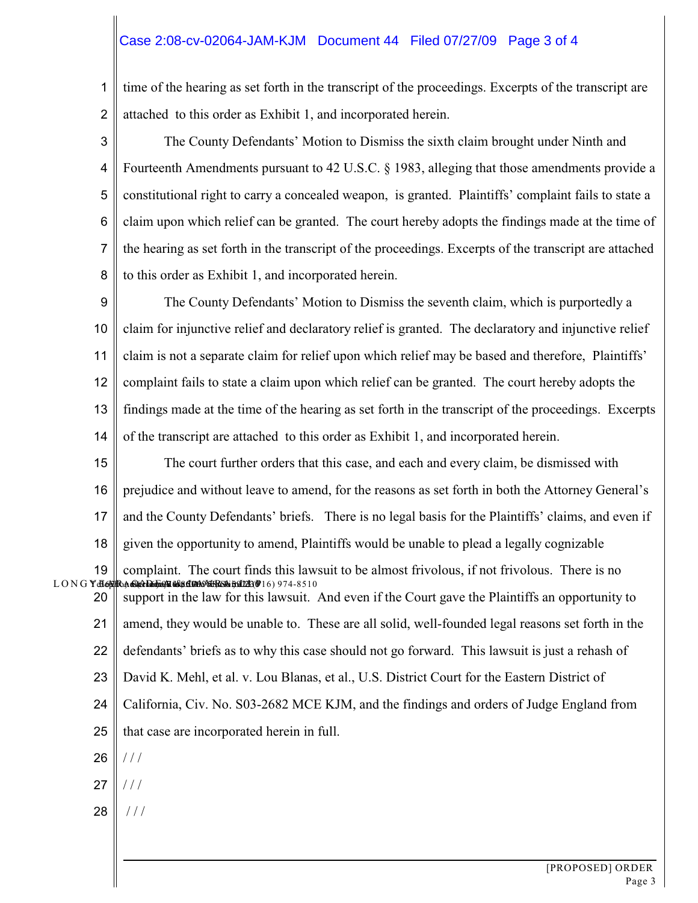time of the hearing as set forth in the transcript of the proceedings. Excerpts of the transcript are attached to this order as Exhibit 1, and incorporated herein.

The County Defendants' Motion to Dismiss the sixth claim brought under Ninth and Fourteenth Amendments pursuant to 42 U.S.C. § 1983, alleging that those amendments provide a constitutional right to carry a concealed weapon, is granted. Plaintiffs' complaint fails to state a claim upon which relief can be granted. The court hereby adopts the findings made at the time of the hearing as set forth in the transcript of the proceedings. Excerpts of the transcript are attached to this order as Exhibit 1, and incorporated herein.

The County Defendants' Motion to Dismiss the seventh claim, which is purportedly a claim for injunctive relief and declaratory relief is granted. The declaratory and injunctive relief claim is not a separate claim for relief upon which relief may be based and therefore, Plaintiffs' complaint fails to state a claim upon which relief can be granted. The court hereby adopts the findings made at the time of the hearing as set forth in the transcript of the proceedings. Excerpts of the transcript are attached to this order as Exhibit 1, and incorporated herein.

The court further orders that this case, and each and every claim, be dismissed with prejudice and without leave to amend, for the reasons as set forth in both the Attorney General's and the County Defendants' briefs. There is no legal basis for the Plaintiffs' claims, and even if given the opportunity to amend, Plaintiffs would be unable to plead a legally cognizable complaint. The court finds this lawsuit to be almost frivolous, if not frivolous. There is no support in the law for this lawsuit. And even if the Court gave the Plaintiffs an opportunity to amend, they would be unable to. These are all solid, well-founded legal reasons set forth in the defendants' briefs as to why this case should not go forward. This lawsuit is just a rehash of David K. Mehl, et al. v. Lou Blanas, et al., U.S. District Court for the Eastern District of California, Civ. No. S03-2682 MCE KJM, and the findings and orders of Judge England from that case are incorporated herein in full.

/ / /

/ / /

/ / /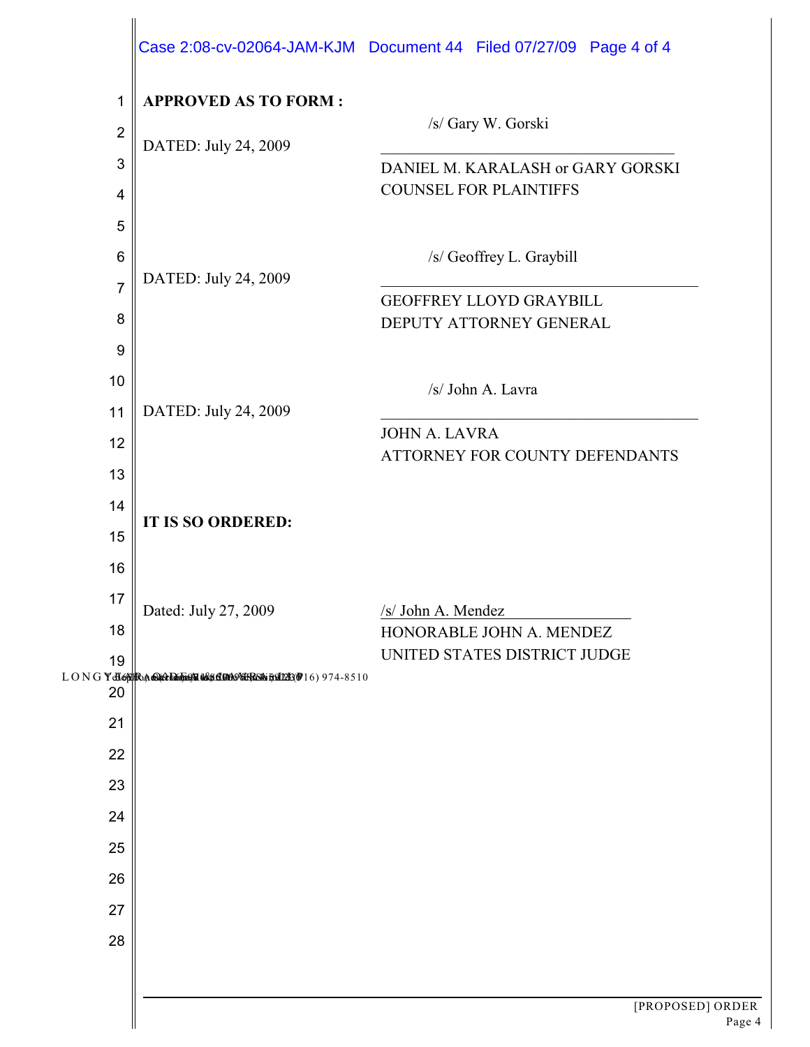**APPROVED AS TO FORM :**

DATED: July 24, 2009

/s/ Gary W. Gorski

DANIEL M. KARALASH or GARY GORSKI
COUNSEL FOR PLAINTIFFS

DATED: July 24, 2009

/s/ Geoffrey L. Graybill

GEOFFREY LLOYD GRAYBILL
DEPUTY ATTORNEY GENERAL

DATED: July 24, 2009

/s/ John A. Lavra

JOHN A. LAVRA
ATTORNEY FOR COUNTY DEFENDANTS

**IT IS SO ORDERED:**

Dated: July 27, 2009

/s/ John A. Mendez
HONORABLE JOHN A. MENDEZ
UNITED STATES DISTRICT JUDGE